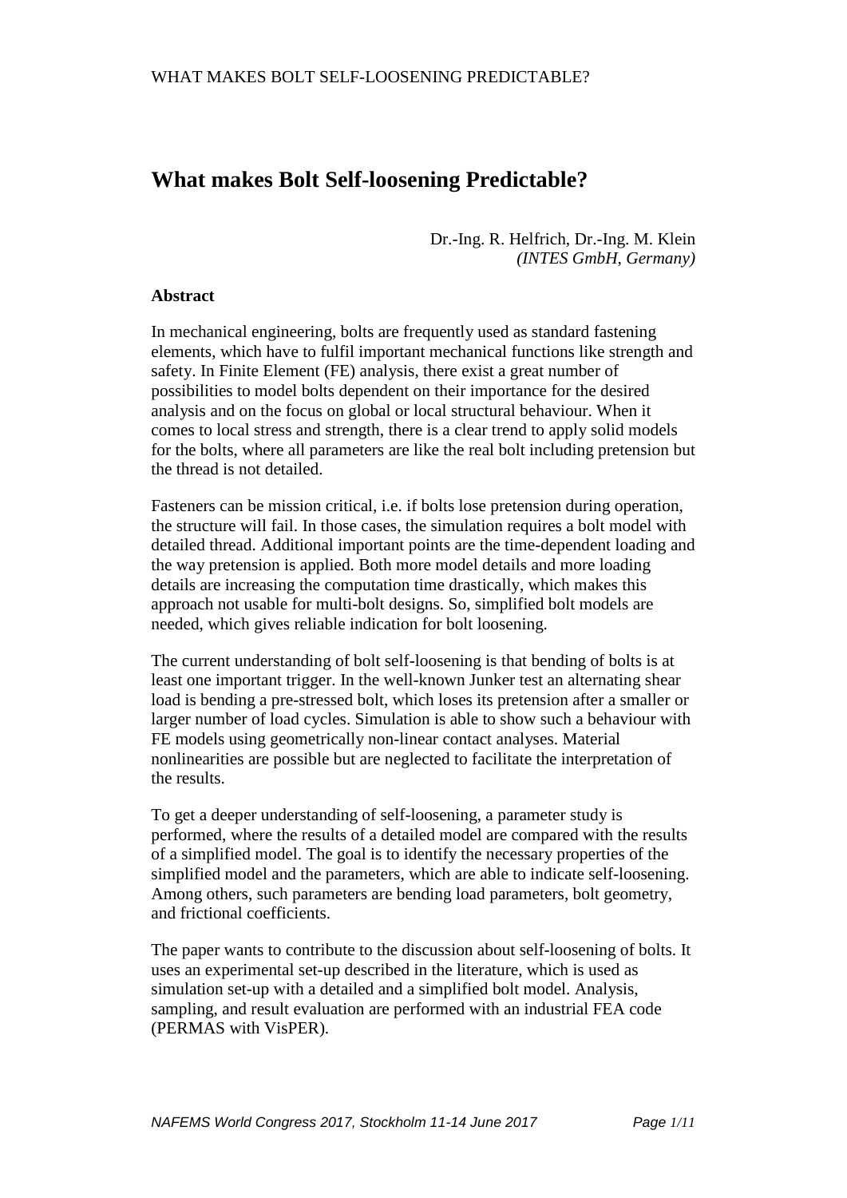# What makes Bolt Self-loosening Predictable?

Dr.-Ing. R. Helfrich, Dr.-Ing. M. Klein
*(INTES GmbH, Germany)*

**Abstract**

In mechanical engineering, bolts are frequently used as standard fastening elements, which have to fulfil important mechanical functions like strength and safety. In Finite Element (FE) analysis, there exist a great number of possibilities to model bolts dependent on their importance for the desired analysis and on the focus on global or local structural behaviour. When it comes to local stress and strength, there is a clear trend to apply solid models for the bolts, where all parameters are like the real bolt including pretension but the thread is not detailed.

Fasteners can be mission critical, i.e. if bolts lose pretension during operation, the structure will fail. In those cases, the simulation requires a bolt model with detailed thread. Additional important points are the time-dependent loading and the way pretension is applied. Both more model details and more loading details are increasing the computation time drastically, which makes this approach not usable for multi-bolt designs. So, simplified bolt models are needed, which gives reliable indication for bolt loosening.

The current understanding of bolt self-loosening is that bending of bolts is at least one important trigger. In the well-known Junker test an alternating shear load is bending a pre-stressed bolt, which loses its pretension after a smaller or larger number of load cycles. Simulation is able to show such a behaviour with FE models using geometrically non-linear contact analyses. Material nonlinearities are possible but are neglected to facilitate the interpretation of the results.

To get a deeper understanding of self-loosening, a parameter study is performed, where the results of a detailed model are compared with the results of a simplified model. The goal is to identify the necessary properties of the simplified model and the parameters, which are able to indicate self-loosening. Among others, such parameters are bending load parameters, bolt geometry, and frictional coefficients.

The paper wants to contribute to the discussion about self-loosening of bolts. It uses an experimental set-up described in the literature, which is used as simulation set-up with a detailed and a simplified bolt model. Analysis, sampling, and result evaluation are performed with an industrial FEA code (PERMAS with VisPER).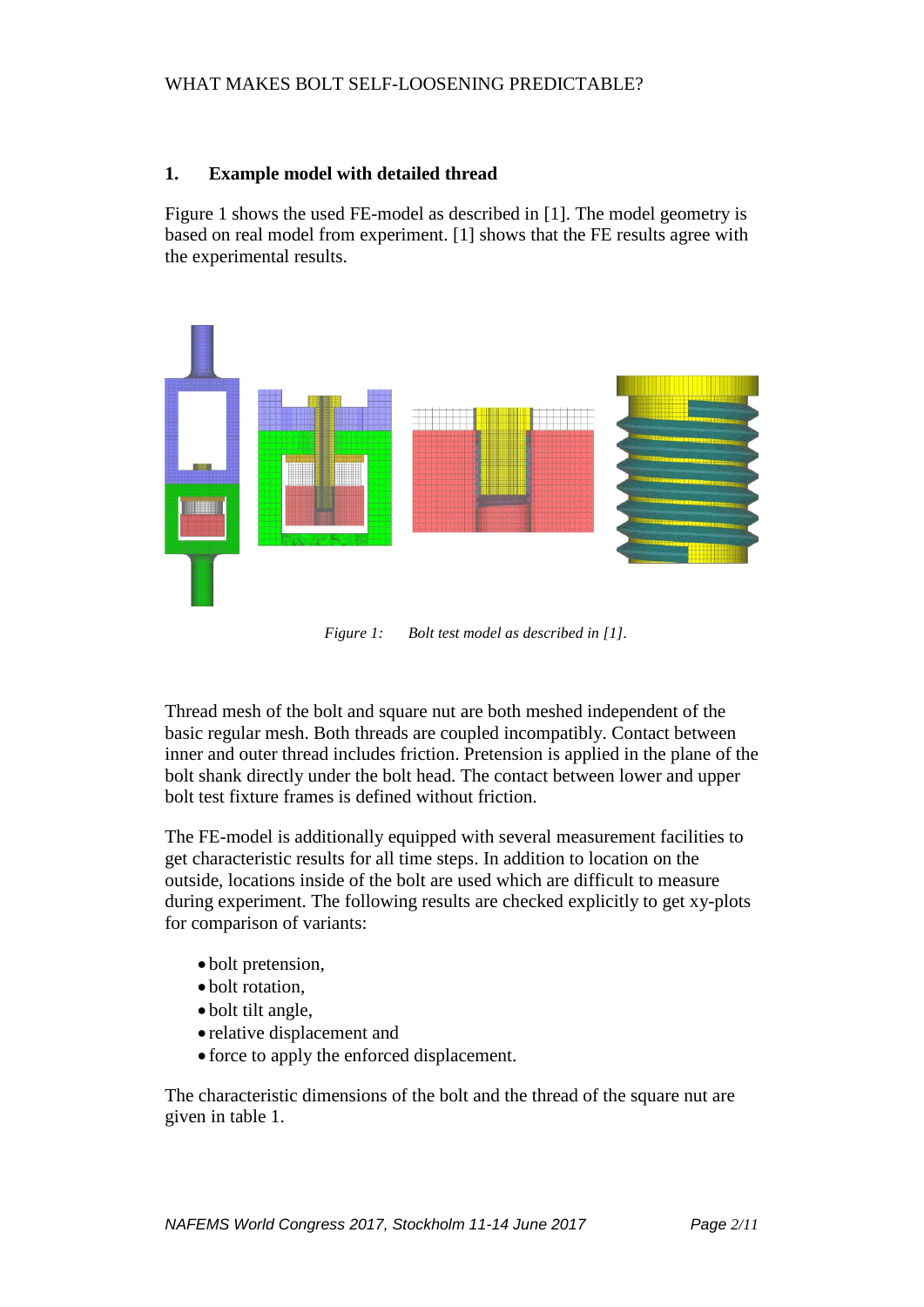## 1. Example model with detailed thread

Figure 1 shows the used FE-model as described in [1]. The model geometry is based on real model from experiment. [1] shows that the FE results agree with the experimental results.

*Figure 1: Bolt test model as described in [1].*

Thread mesh of the bolt and square nut are both meshed independent of the basic regular mesh. Both threads are coupled incompatibly. Contact between inner and outer thread includes friction. Pretension is applied in the plane of the bolt shank directly under the bolt head. The contact between lower and upper bolt test fixture frames is defined without friction.

The FE-model is additionally equipped with several measurement facilities to get characteristic results for all time steps. In addition to location on the outside, locations inside of the bolt are used which are difficult to measure during experiment. The following results are checked explicitly to get xy-plots for comparison of variants:

- bolt pretension,
- bolt rotation,
- bolt tilt angle,
- relative displacement and
- force to apply the enforced displacement.

The characteristic dimensions of the bolt and the thread of the square nut are given in table 1.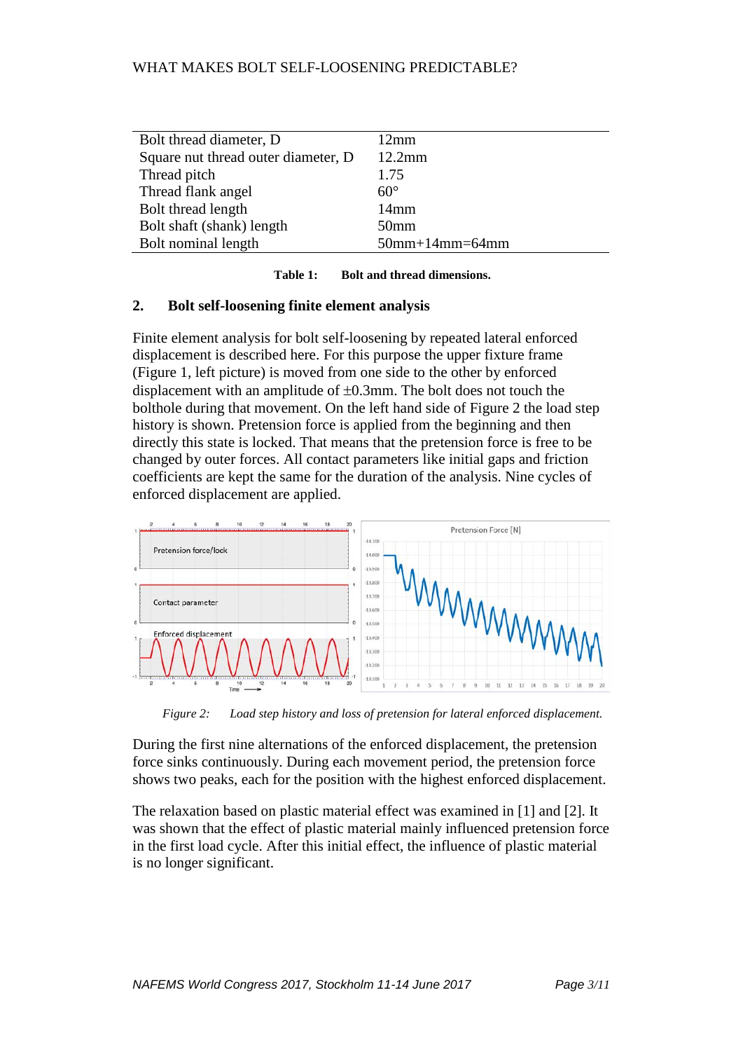| Bolt thread diameter, D | 12mm |
| --- | --- |
| Square nut thread outer diameter, D | 12.2mm |
| Thread pitch | 1.75 |
| Thread flank angel | 60° |
| Bolt thread length | 14mm |
| Bolt shaft (shank) length | 50mm |
| Bolt nominal length | 50mm+14mm=64mm |

**Table 1: Bolt and thread dimensions.**

## 2. Bolt self-loosening finite element analysis

Finite element analysis for bolt self-loosening by repeated lateral enforced displacement is described here. For this purpose the upper fixture frame (Figure 1, left picture) is moved from one side to the other by enforced displacement with an amplitude of ±0.3mm. The bolt does not touch the bolthole during that movement. On the left hand side of Figure 2 the load step history is shown. Pretension force is applied from the beginning and then directly this state is locked. That means that the pretension force is free to be changed by outer forces. All contact parameters like initial gaps and friction coefficients are kept the same for the duration of the analysis. Nine cycles of enforced displacement are applied.

*Figure 2: Load step history and loss of pretension for lateral enforced displacement.*

During the first nine alternations of the enforced displacement, the pretension force sinks continuously. During each movement period, the pretension force shows two peaks, each for the position with the highest enforced displacement.

The relaxation based on plastic material effect was examined in [1] and [2]. It was shown that the effect of plastic material mainly influenced pretension force in the first load cycle. After this initial effect, the influence of plastic material is no longer significant.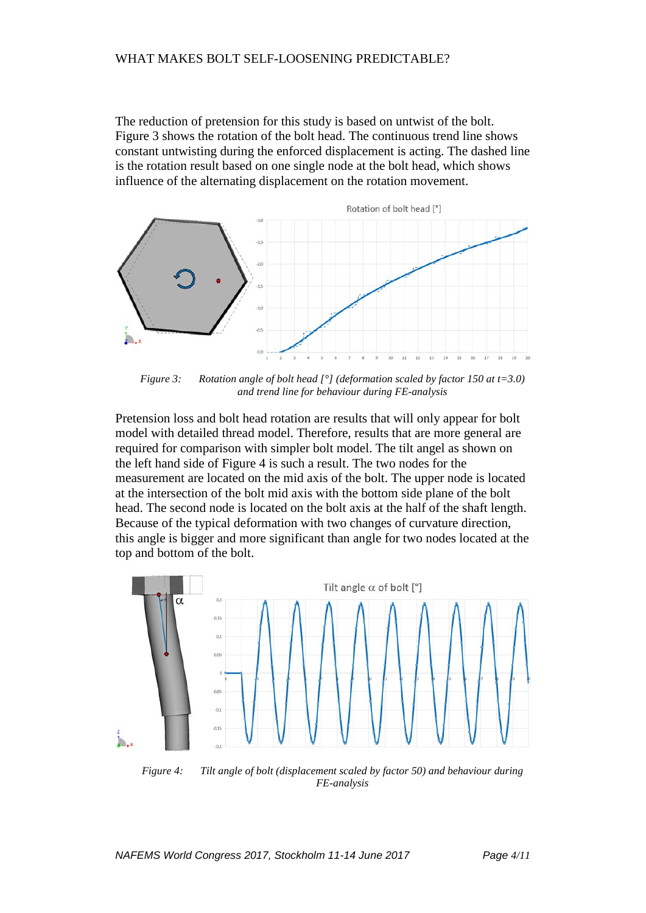The reduction of pretension for this study is based on untwist of the bolt. Figure 3 shows the rotation of the bolt head. The continuous trend line shows constant untwisting during the enforced displacement is acting. The dashed line is the rotation result based on one single node at the bolt head, which shows influence of the alternating displacement on the rotation movement.

*Figure 3: Rotation angle of bolt head [°] (deformation scaled by factor 150 at t=3.0) and trend line for behaviour during FE-analysis*

Pretension loss and bolt head rotation are results that will only appear for bolt model with detailed thread model. Therefore, results that are more general are required for comparison with simpler bolt model. The tilt angel as shown on the left hand side of Figure 4 is such a result. The two nodes for the measurement are located on the mid axis of the bolt. The upper node is located at the intersection of the bolt mid axis with the bottom side plane of the bolt head. The second node is located on the bolt axis at the half of the shaft length. Because of the typical deformation with two changes of curvature direction, this angle is bigger and more significant than angle for two nodes located at the top and bottom of the bolt.

*Figure 4: Tilt angle of bolt (displacement scaled by factor 50) and behaviour during FE-analysis*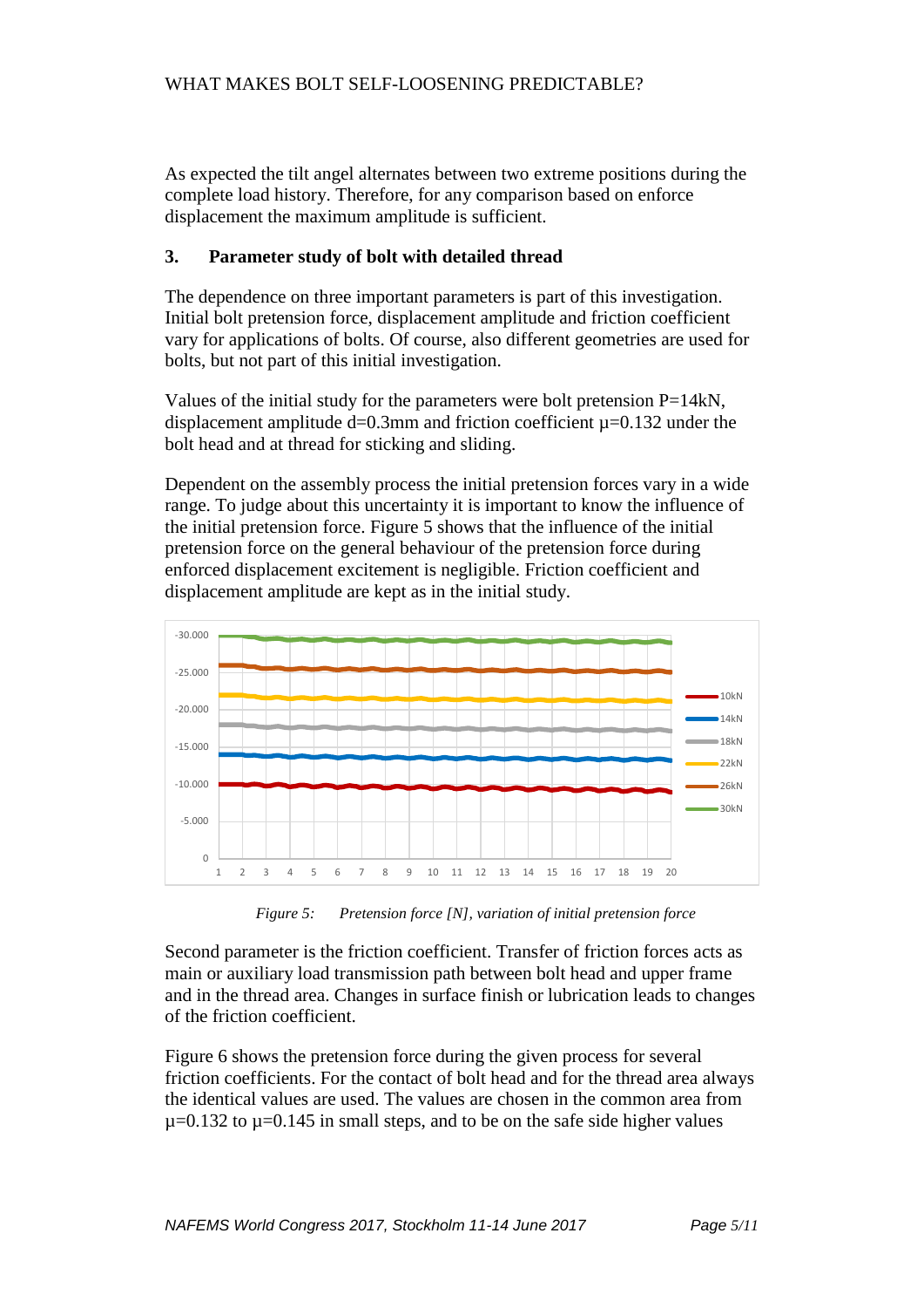As expected the tilt angel alternates between two extreme positions during the complete load history. Therefore, for any comparison based on enforce displacement the maximum amplitude is sufficient.

## 3. Parameter study of bolt with detailed thread

The dependence on three important parameters is part of this investigation. Initial bolt pretension force, displacement amplitude and friction coefficient vary for applications of bolts. Of course, also different geometries are used for bolts, but not part of this initial investigation.

Values of the initial study for the parameters were bolt pretension P=14kN, displacement amplitude d=0.3mm and friction coefficient $\mu$=0.132 under the bolt head and at thread for sticking and sliding.

Dependent on the assembly process the initial pretension forces vary in a wide range. To judge about this uncertainty it is important to know the influence of the initial pretension force. Figure 5 shows that the influence of the initial pretension force on the general behaviour of the pretension force during enforced displacement excitement is negligible. Friction coefficient and displacement amplitude are kept as in the initial study.

*Figure 5: Pretension force [N], variation of initial pretension force*

Second parameter is the friction coefficient. Transfer of friction forces acts as main or auxiliary load transmission path between bolt head and upper frame and in the thread area. Changes in surface finish or lubrication leads to changes of the friction coefficient.

Figure 6 shows the pretension force during the given process for several friction coefficients. For the contact of bolt head and for the thread area always the identical values are used. The values are chosen in the common area from $\mu$=0.132 to $\mu$=0.145 in small steps, and to be on the safe side higher values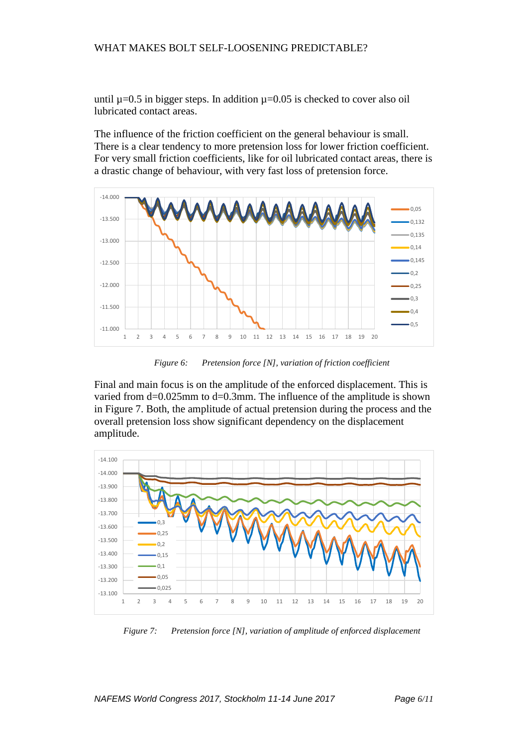until $\mu=0.5$ in bigger steps. In addition $\mu=0.05$ is checked to cover also oil lubricated contact areas.

The influence of the friction coefficient on the general behaviour is small. There is a clear tendency to more pretension loss for lower friction coefficient. For very small friction coefficients, like for oil lubricated contact areas, there is a drastic change of behaviour, with very fast loss of pretension force.

*Figure 6: Pretension force [N], variation of friction coefficient*

Final and main focus is on the amplitude of the enforced displacement. This is varied from d=0.025mm to d=0.3mm. The influence of the amplitude is shown in Figure 7. Both, the amplitude of actual pretension during the process and the overall pretension loss show significant dependency on the displacement amplitude.

*Figure 7: Pretension force [N], variation of amplitude of enforced displacement*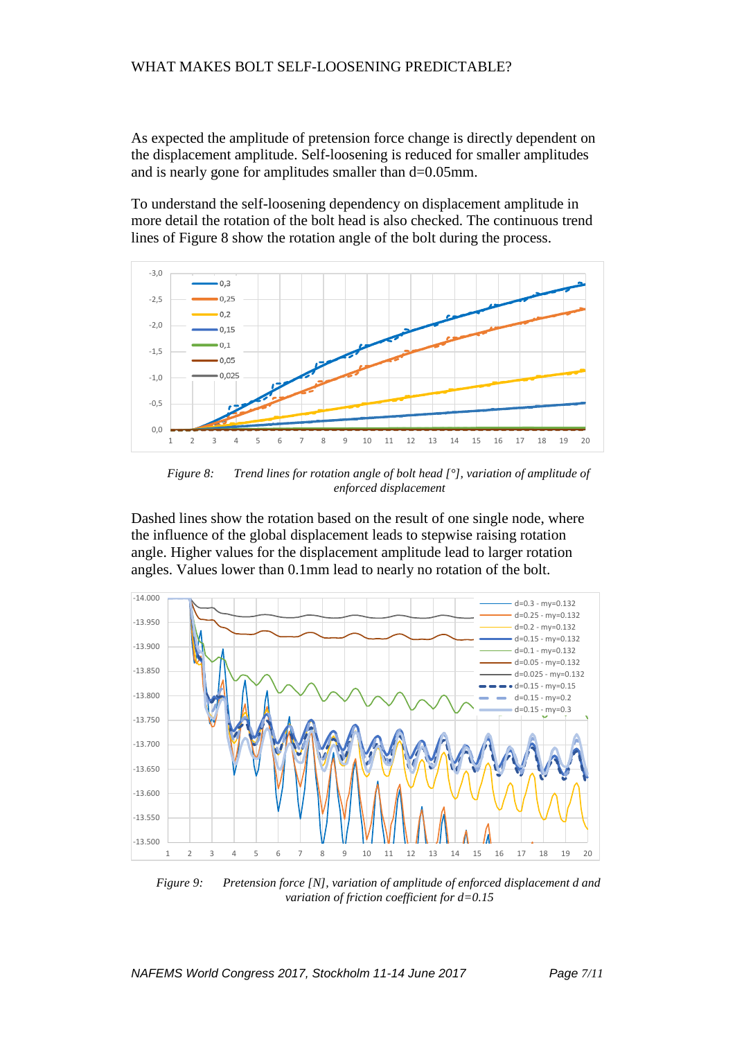As expected the amplitude of pretension force change is directly dependent on the displacement amplitude. Self-loosening is reduced for smaller amplitudes and is nearly gone for amplitudes smaller than d=0.05mm.

To understand the self-loosening dependency on displacement amplitude in more detail the rotation of the bolt head is also checked. The continuous trend lines of Figure 8 show the rotation angle of the bolt during the process.

*Figure 8: Trend lines for rotation angle of bolt head [°], variation of amplitude of enforced displacement*

Dashed lines show the rotation based on the result of one single node, where the influence of the global displacement leads to stepwise raising rotation angle. Higher values for the displacement amplitude lead to larger rotation angles. Values lower than 0.1mm lead to nearly no rotation of the bolt.

*Figure 9: Pretension force [N], variation of amplitude of enforced displacement d and variation of friction coefficient for d=0.15*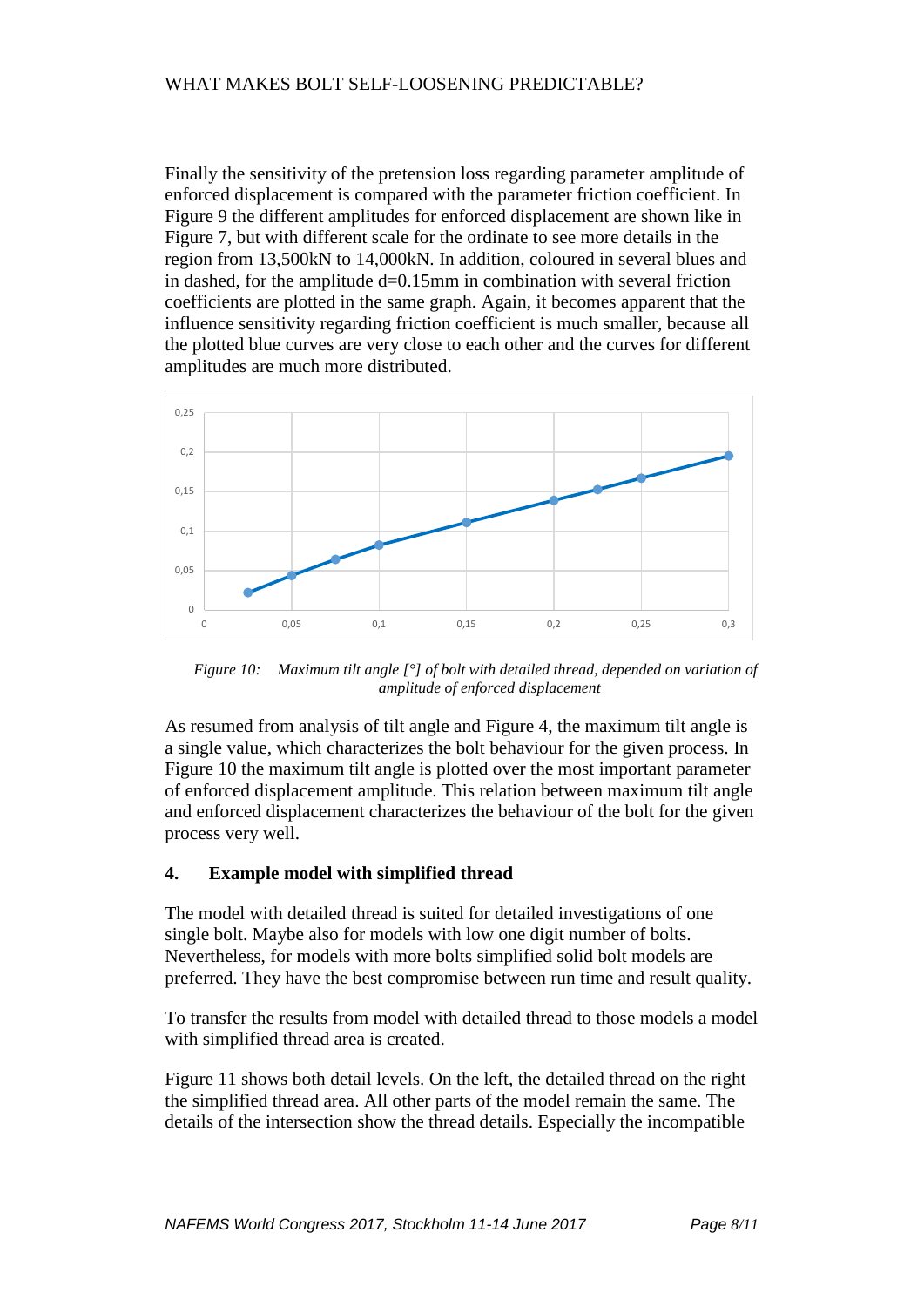Finally the sensitivity of the pretension loss regarding parameter amplitude of enforced displacement is compared with the parameter friction coefficient. In Figure 9 the different amplitudes for enforced displacement are shown like in Figure 7, but with different scale for the ordinate to see more details in the region from 13,500kN to 14,000kN. In addition, coloured in several blues and in dashed, for the amplitude d=0.15mm in combination with several friction coefficients are plotted in the same graph. Again, it becomes apparent that the influence sensitivity regarding friction coefficient is much smaller, because all the plotted blue curves are very close to each other and the curves for different amplitudes are much more distributed.

*Figure 10: Maximum tilt angle [°] of bolt with detailed thread, depended on variation of amplitude of enforced displacement*

As resumed from analysis of tilt angle and Figure 4, the maximum tilt angle is a single value, which characterizes the bolt behaviour for the given process. In Figure 10 the maximum tilt angle is plotted over the most important parameter of enforced displacement amplitude. This relation between maximum tilt angle and enforced displacement characterizes the behaviour of the bolt for the given process very well.

## 4. Example model with simplified thread

The model with detailed thread is suited for detailed investigations of one single bolt. Maybe also for models with low one digit number of bolts. Nevertheless, for models with more bolts simplified solid bolt models are preferred. They have the best compromise between run time and result quality.

To transfer the results from model with detailed thread to those models a model with simplified thread area is created.

Figure 11 shows both detail levels. On the left, the detailed thread on the right the simplified thread area. All other parts of the model remain the same. The details of the intersection show the thread details. Especially the incompatible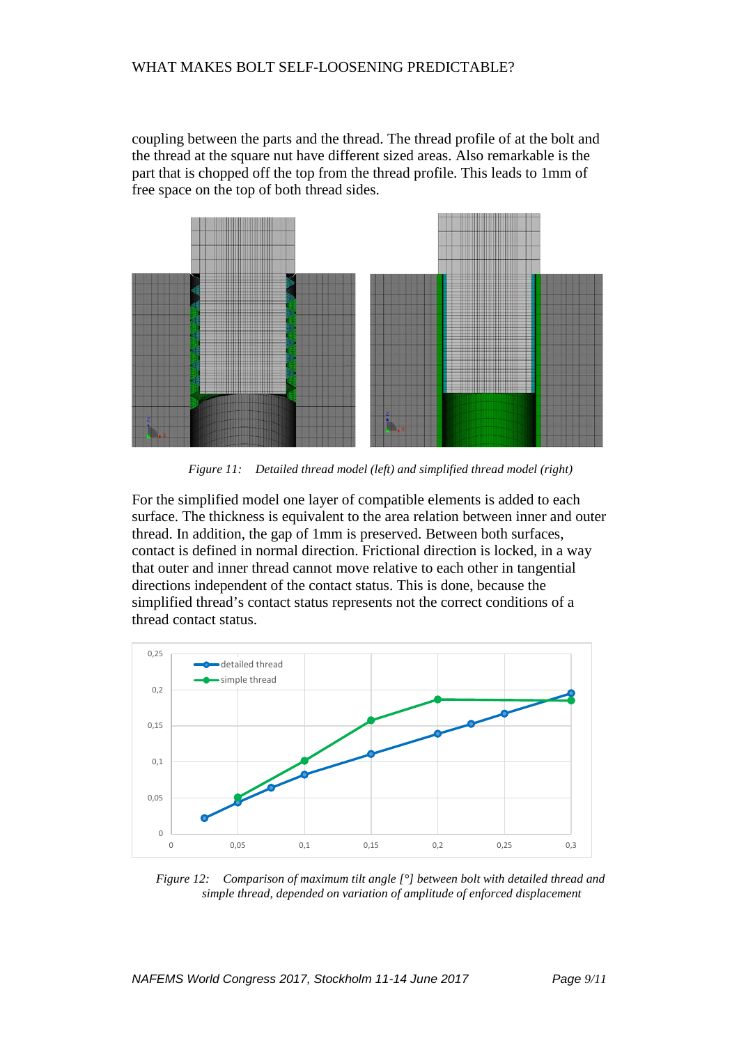coupling between the parts and the thread. The thread profile of at the bolt and the thread at the square nut have different sized areas. Also remarkable is the part that is chopped off the top from the thread profile. This leads to 1mm of free space on the top of both thread sides.

*Figure 11: Detailed thread model (left) and simplified thread model (right)*

For the simplified model one layer of compatible elements is added to each surface. The thickness is equivalent to the area relation between inner and outer thread. In addition, the gap of 1mm is preserved. Between both surfaces, contact is defined in normal direction. Frictional direction is locked, in a way that outer and inner thread cannot move relative to each other in tangential directions independent of the contact status. This is done, because the simplified thread's contact status represents not the correct conditions of a thread contact status.

*Figure 12: Comparison of maximum tilt angle [°] between bolt with detailed thread and simple thread, depended on variation of amplitude of enforced displacement*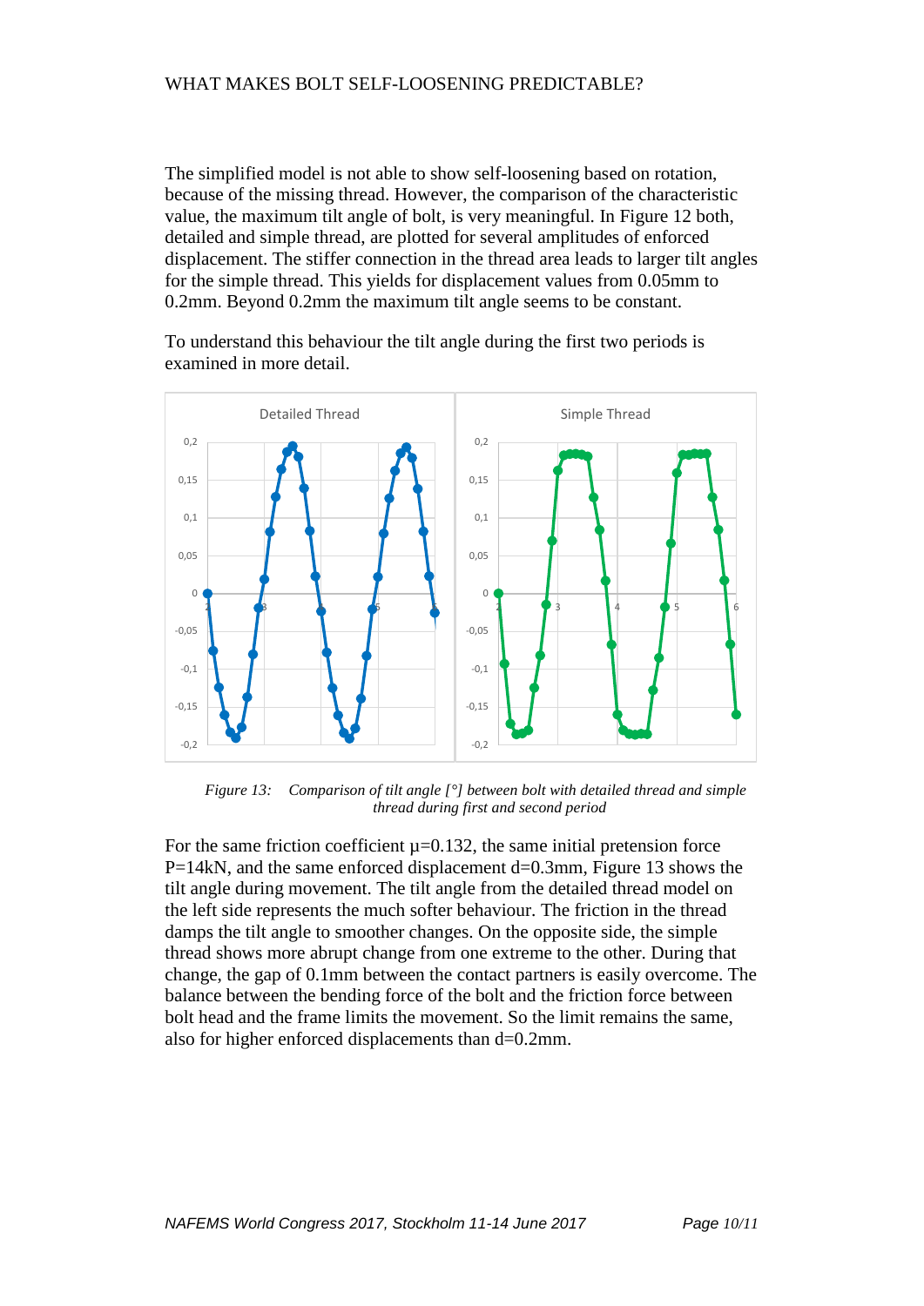The simplified model is not able to show self-loosening based on rotation, because of the missing thread. However, the comparison of the characteristic value, the maximum tilt angle of bolt, is very meaningful. In Figure 12 both, detailed and simple thread, are plotted for several amplitudes of enforced displacement. The stiffer connection in the thread area leads to larger tilt angles for the simple thread. This yields for displacement values from 0.05mm to 0.2mm. Beyond 0.2mm the maximum tilt angle seems to be constant.

To understand this behaviour the tilt angle during the first two periods is examined in more detail.

*Figure 13: Comparison of tilt angle [°] between bolt with detailed thread and simple thread during first and second period*

For the same friction coefficient μ=0.132, the same initial pretension force P=14kN, and the same enforced displacement d=0.3mm, Figure 13 shows the tilt angle during movement. The tilt angle from the detailed thread model on the left side represents the much softer behaviour. The friction in the thread damps the tilt angle to smoother changes. On the opposite side, the simple thread shows more abrupt change from one extreme to the other. During that change, the gap of 0.1mm between the contact partners is easily overcome. The balance between the bending force of the bolt and the friction force between bolt head and the frame limits the movement. So the limit remains the same, also for higher enforced displacements than d=0.2mm.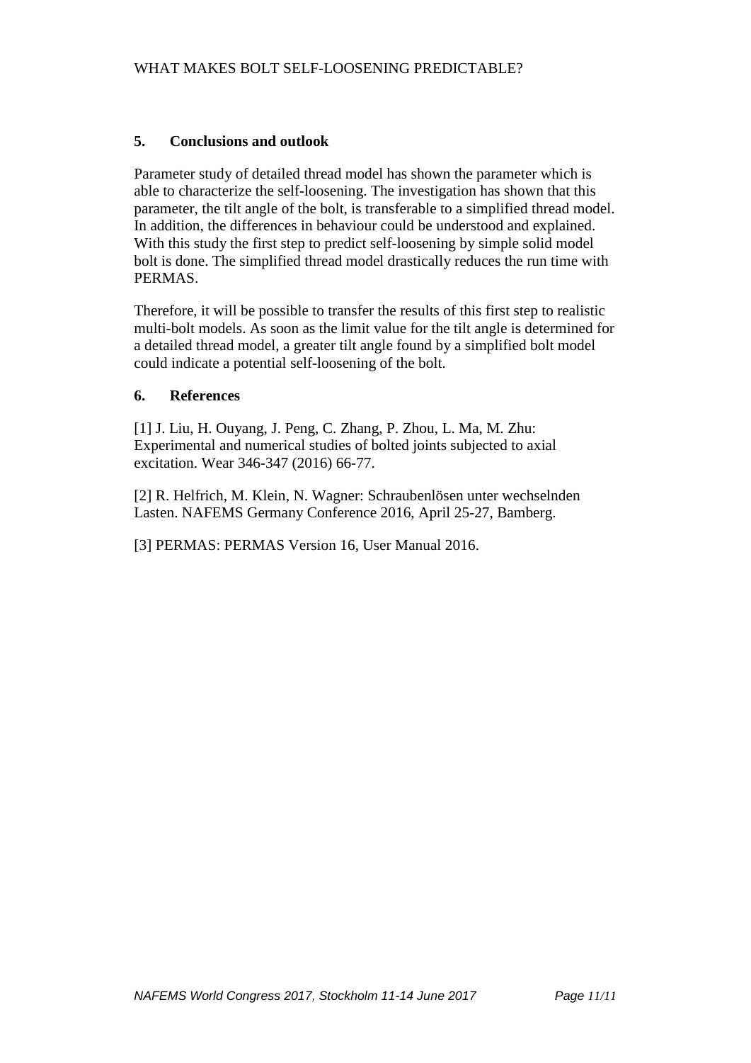## 5. Conclusions and outlook

Parameter study of detailed thread model has shown the parameter which is able to characterize the self-loosening. The investigation has shown that this parameter, the tilt angle of the bolt, is transferable to a simplified thread model. In addition, the differences in behaviour could be understood and explained. With this study the first step to predict self-loosening by simple solid model bolt is done. The simplified thread model drastically reduces the run time with PERMAS.

Therefore, it will be possible to transfer the results of this first step to realistic multi-bolt models. As soon as the limit value for the tilt angle is determined for a detailed thread model, a greater tilt angle found by a simplified bolt model could indicate a potential self-loosening of the bolt.

## 6. References

[1] J. Liu, H. Ouyang, J. Peng, C. Zhang, P. Zhou, L. Ma, M. Zhu: Experimental and numerical studies of bolted joints subjected to axial excitation. Wear 346-347 (2016) 66-77.

[2] R. Helfrich, M. Klein, N. Wagner: Schraubenlösen unter wechselnden Lasten. NAFEMS Germany Conference 2016, April 25-27, Bamberg.

[3] PERMAS: PERMAS Version 16, User Manual 2016.